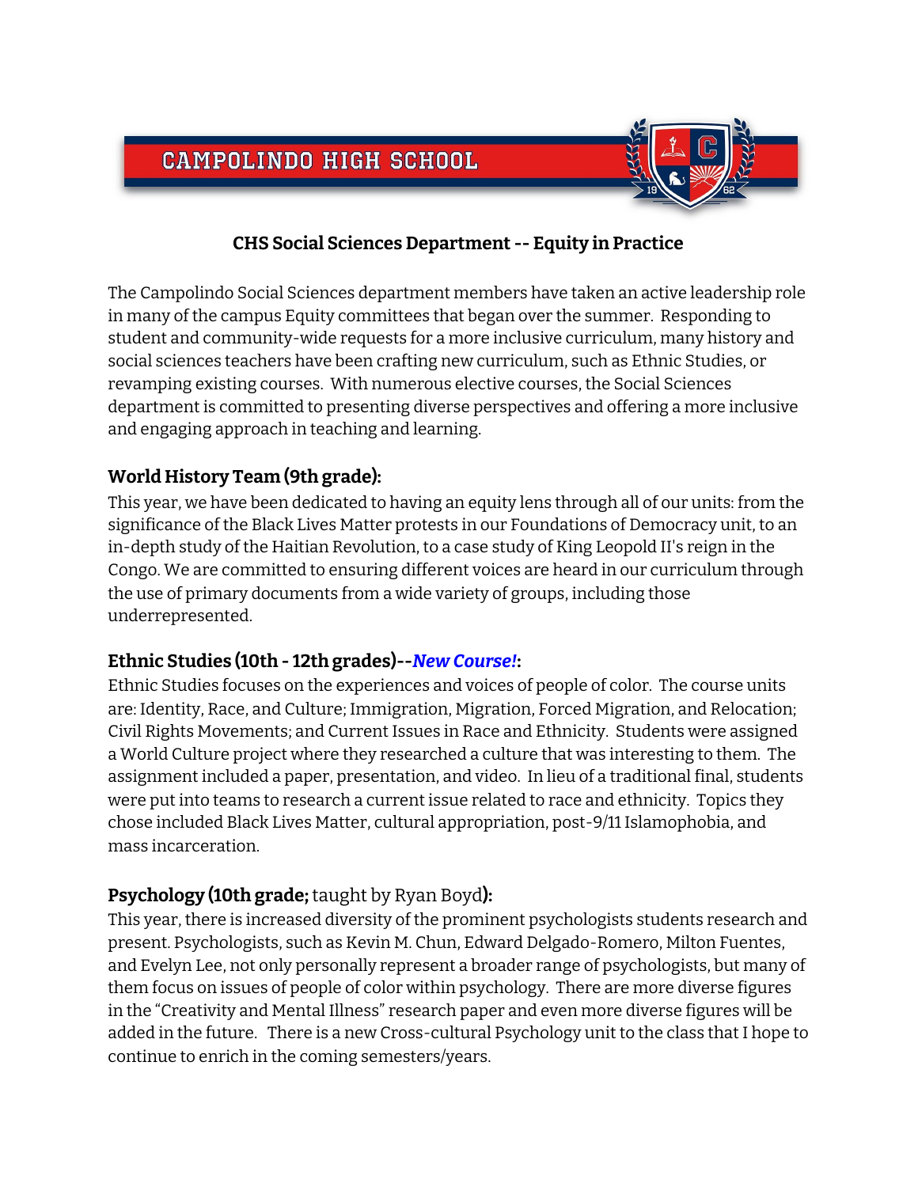CAMPOLINDO HIGH SCHOOL

## CHS Social Sciences Department -- Equity in Practice

The Campolindo Social Sciences department members have taken an active leadership role in many of the campus Equity committees that began over the summer. Responding to student and community-wide requests for a more inclusive curriculum, many history and social sciences teachers have been crafting new curriculum, such as Ethnic Studies, or revamping existing courses. With numerous elective courses, the Social Sciences department is committed to presenting diverse perspectives and offering a more inclusive and engaging approach in teaching and learning.

### World History Team (9th grade):

This year, we have been dedicated to having an equity lens through all of our units: from the significance of the Black Lives Matter protests in our Foundations of Democracy unit, to an in-depth study of the Haitian Revolution, to a case study of King Leopold II's reign in the Congo. We are committed to ensuring different voices are heard in our curriculum through the use of primary documents from a wide variety of groups, including those underrepresented.

### Ethnic Studies (10th - 12th grades)--*New Course!*:

Ethnic Studies focuses on the experiences and voices of people of color. The course units are: Identity, Race, and Culture; Immigration, Migration, Forced Migration, and Relocation; Civil Rights Movements; and Current Issues in Race and Ethnicity. Students were assigned a World Culture project where they researched a culture that was interesting to them. The assignment included a paper, presentation, and video. In lieu of a traditional final, students were put into teams to research a current issue related to race and ethnicity. Topics they chose included Black Lives Matter, cultural appropriation, post-9/11 Islamophobia, and mass incarceration.

### Psychology (10th grade; taught by Ryan Boyd):

This year, there is increased diversity of the prominent psychologists students research and present. Psychologists, such as Kevin M. Chun, Edward Delgado-Romero, Milton Fuentes, and Evelyn Lee, not only personally represent a broader range of psychologists, but many of them focus on issues of people of color within psychology. There are more diverse figures in the "Creativity and Mental Illness" research paper and even more diverse figures will be added in the future. There is a new Cross-cultural Psychology unit to the class that I hope to continue to enrich in the coming semesters/years.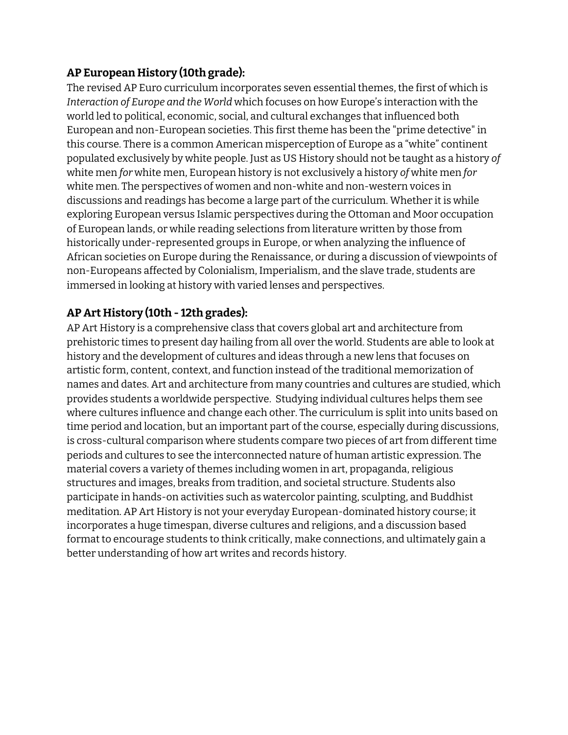**AP European History (10th grade):**

The revised AP Euro curriculum incorporates seven essential themes, the first of which is *Interaction of Europe and the World* which focuses on how Europe's interaction with the world led to political, economic, social, and cultural exchanges that influenced both European and non-European societies. This first theme has been the "prime detective" in this course. There is a common American misperception of Europe as a "white" continent populated exclusively by white people. Just as US History should not be taught as a history *of* white men *for* white men, European history is not exclusively a history *of* white men *for* white men. The perspectives of women and non-white and non-western voices in discussions and readings has become a large part of the curriculum. Whether it is while exploring European versus Islamic perspectives during the Ottoman and Moor occupation of European lands, or while reading selections from literature written by those from historically under-represented groups in Europe, or when analyzing the influence of African societies on Europe during the Renaissance, or during a discussion of viewpoints of non-Europeans affected by Colonialism, Imperialism, and the slave trade, students are immersed in looking at history with varied lenses and perspectives.

**AP Art History (10th - 12th grades):**

AP Art History is a comprehensive class that covers global art and architecture from prehistoric times to present day hailing from all over the world. Students are able to look at history and the development of cultures and ideas through a new lens that focuses on artistic form, content, context, and function instead of the traditional memorization of names and dates. Art and architecture from many countries and cultures are studied, which provides students a worldwide perspective. Studying individual cultures helps them see where cultures influence and change each other. The curriculum is split into units based on time period and location, but an important part of the course, especially during discussions, is cross-cultural comparison where students compare two pieces of art from different time periods and cultures to see the interconnected nature of human artistic expression. The material covers a variety of themes including women in art, propaganda, religious structures and images, breaks from tradition, and societal structure. Students also participate in hands-on activities such as watercolor painting, sculpting, and Buddhist meditation. AP Art History is not your everyday European-dominated history course; it incorporates a huge timespan, diverse cultures and religions, and a discussion based format to encourage students to think critically, make connections, and ultimately gain a better understanding of how art writes and records history.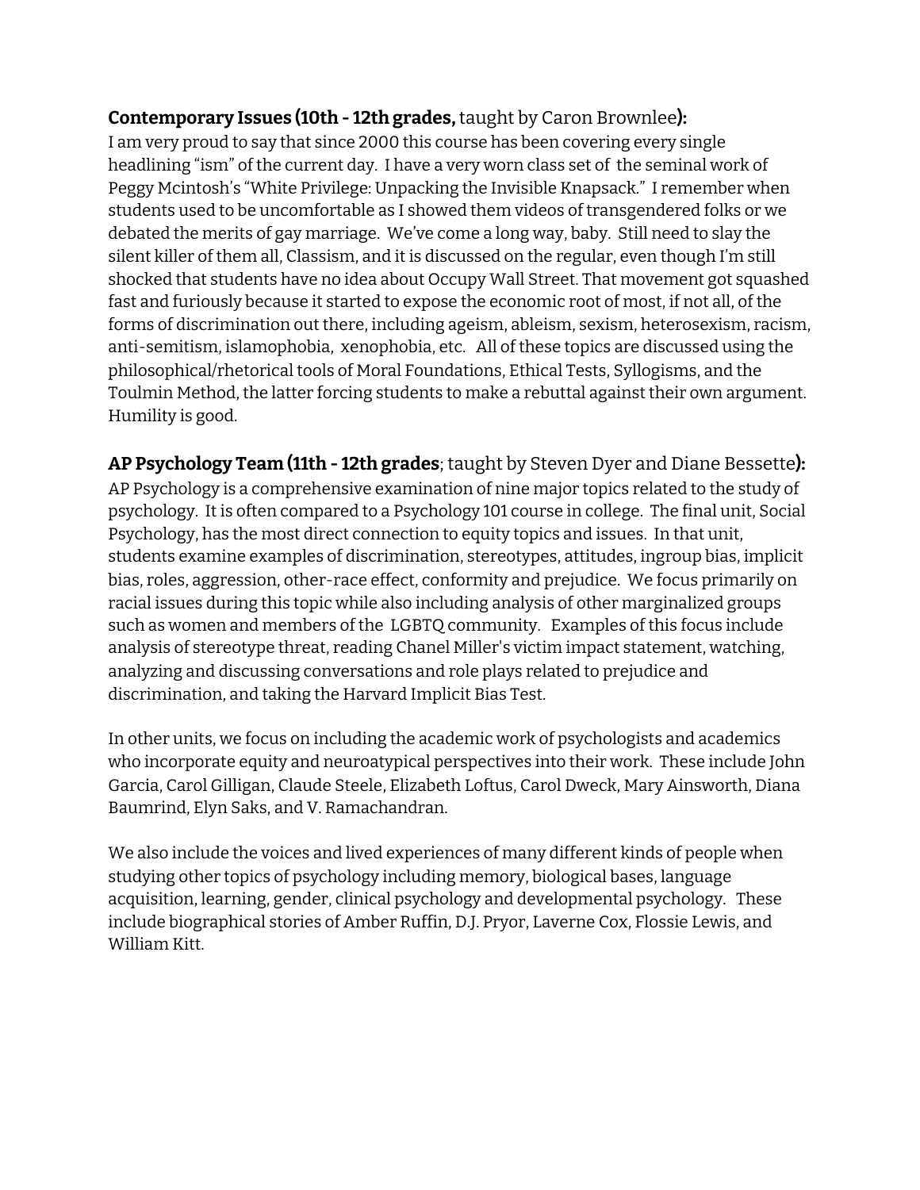**Contemporary Issues (10th - 12th grades,** taught by Caron Brownlee**):**
I am very proud to say that since 2000 this course has been covering every single headlining "ism" of the current day. I have a very worn class set of the seminal work of Peggy Mcintosh's "White Privilege: Unpacking the Invisible Knapsack." I remember when students used to be uncomfortable as I showed them videos of transgendered folks or we debated the merits of gay marriage. We've come a long way, baby. Still need to slay the silent killer of them all, Classism, and it is discussed on the regular, even though I'm still shocked that students have no idea about Occupy Wall Street. That movement got squashed fast and furiously because it started to expose the economic root of most, if not all, of the forms of discrimination out there, including ageism, ableism, sexism, heterosexism, racism, anti-semitism, islamophobia, xenophobia, etc. All of these topics are discussed using the philosophical/rhetorical tools of Moral Foundations, Ethical Tests, Syllogisms, and the Toulmin Method, the latter forcing students to make a rebuttal against their own argument. Humility is good.

**AP Psychology Team (11th - 12th grades**; taught by Steven Dyer and Diane Bessette**):**
AP Psychology is a comprehensive examination of nine major topics related to the study of psychology. It is often compared to a Psychology 101 course in college. The final unit, Social Psychology, has the most direct connection to equity topics and issues. In that unit, students examine examples of discrimination, stereotypes, attitudes, ingroup bias, implicit bias, roles, aggression, other-race effect, conformity and prejudice. We focus primarily on racial issues during this topic while also including analysis of other marginalized groups such as women and members of the LGBTQ community. Examples of this focus include analysis of stereotype threat, reading Chanel Miller's victim impact statement, watching, analyzing and discussing conversations and role plays related to prejudice and discrimination, and taking the Harvard Implicit Bias Test.

In other units, we focus on including the academic work of psychologists and academics who incorporate equity and neuroatypical perspectives into their work. These include John Garcia, Carol Gilligan, Claude Steele, Elizabeth Loftus, Carol Dweck, Mary Ainsworth, Diana Baumrind, Elyn Saks, and V. Ramachandran.

We also include the voices and lived experiences of many different kinds of people when studying other topics of psychology including memory, biological bases, language acquisition, learning, gender, clinical psychology and developmental psychology. These include biographical stories of Amber Ruffin, D.J. Pryor, Laverne Cox, Flossie Lewis, and William Kitt.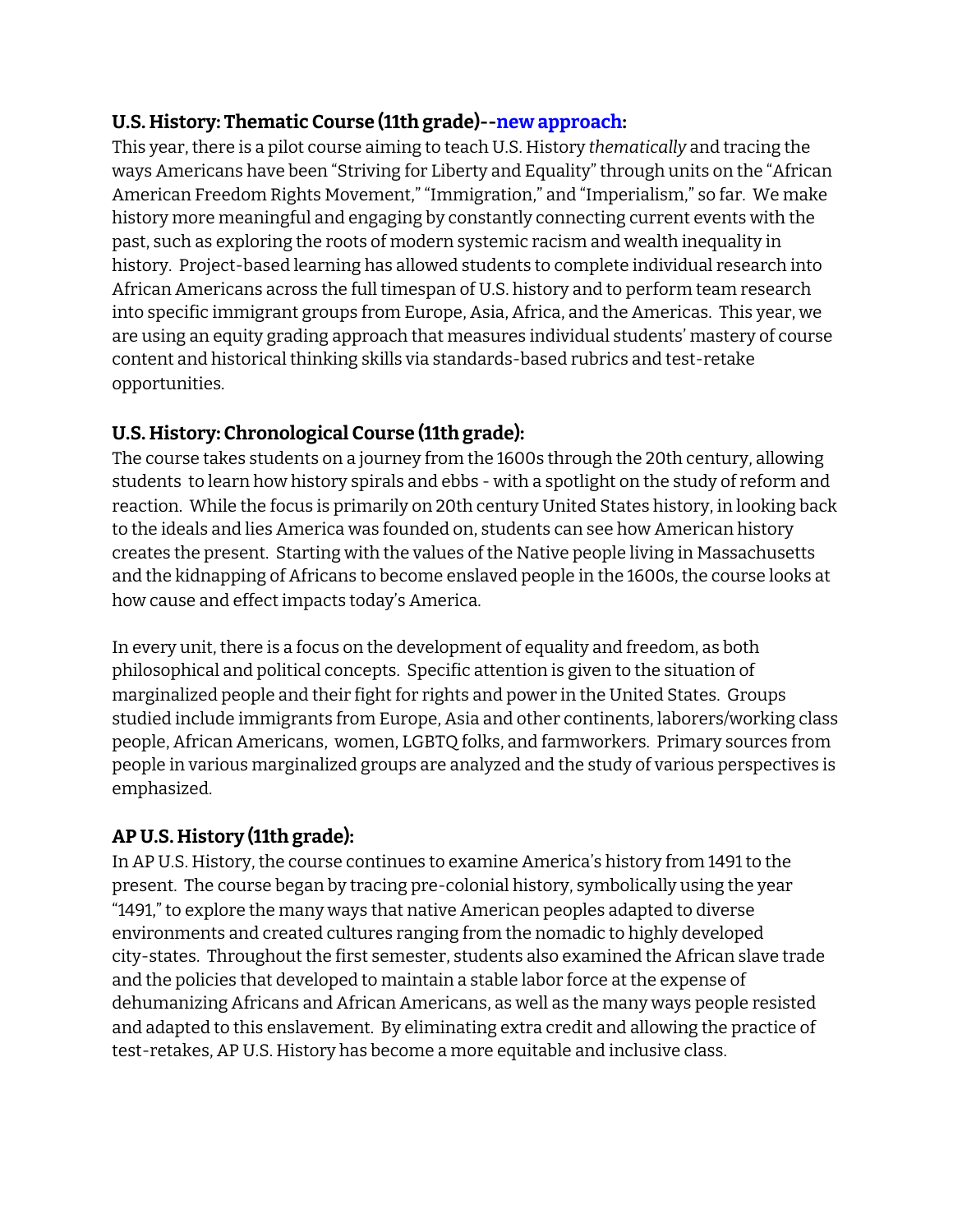**U.S. History: Thematic Course (11th grade)--new approach:**

This year, there is a pilot course aiming to teach U.S. History *thematically* and tracing the ways Americans have been "Striving for Liberty and Equality" through units on the "African American Freedom Rights Movement," "Immigration," and "Imperialism," so far. We make history more meaningful and engaging by constantly connecting current events with the past, such as exploring the roots of modern systemic racism and wealth inequality in history. Project-based learning has allowed students to complete individual research into African Americans across the full timespan of U.S. history and to perform team research into specific immigrant groups from Europe, Asia, Africa, and the Americas. This year, we are using an equity grading approach that measures individual students' mastery of course content and historical thinking skills via standards-based rubrics and test-retake opportunities.

**U.S. History: Chronological Course (11th grade):**

The course takes students on a journey from the 1600s through the 20th century, allowing students to learn how history spirals and ebbs - with a spotlight on the study of reform and reaction. While the focus is primarily on 20th century United States history, in looking back to the ideals and lies America was founded on, students can see how American history creates the present. Starting with the values of the Native people living in Massachusetts and the kidnapping of Africans to become enslaved people in the 1600s, the course looks at how cause and effect impacts today's America.

In every unit, there is a focus on the development of equality and freedom, as both philosophical and political concepts. Specific attention is given to the situation of marginalized people and their fight for rights and power in the United States. Groups studied include immigrants from Europe, Asia and other continents, laborers/working class people, African Americans, women, LGBTQ folks, and farmworkers. Primary sources from people in various marginalized groups are analyzed and the study of various perspectives is emphasized.

**AP U.S. History (11th grade):**

In AP U.S. History, the course continues to examine America's history from 1491 to the present. The course began by tracing pre-colonial history, symbolically using the year "1491," to explore the many ways that native American peoples adapted to diverse environments and created cultures ranging from the nomadic to highly developed city-states. Throughout the first semester, students also examined the African slave trade and the policies that developed to maintain a stable labor force at the expense of dehumanizing Africans and African Americans, as well as the many ways people resisted and adapted to this enslavement. By eliminating extra credit and allowing the practice of test-retakes, AP U.S. History has become a more equitable and inclusive class.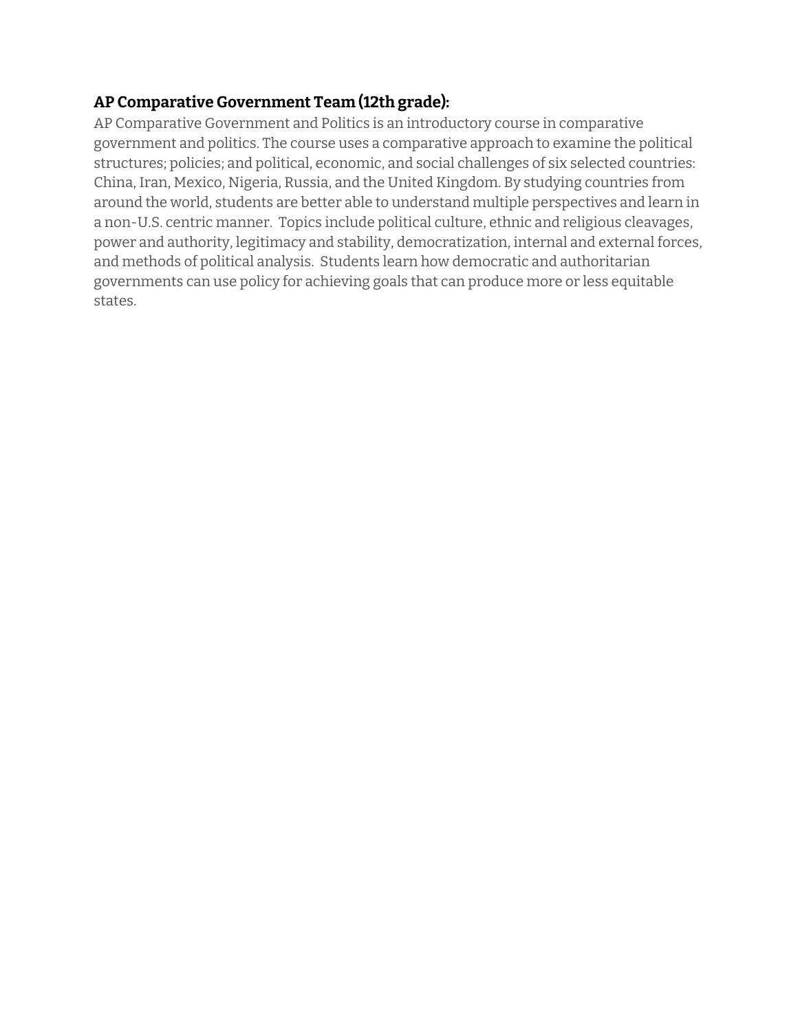**AP Comparative Government Team (12th grade):**

AP Comparative Government and Politics is an introductory course in comparative government and politics. The course uses a comparative approach to examine the political structures; policies; and political, economic, and social challenges of six selected countries: China, Iran, Mexico, Nigeria, Russia, and the United Kingdom. By studying countries from around the world, students are better able to understand multiple perspectives and learn in a non-U.S. centric manner. Topics include political culture, ethnic and religious cleavages, power and authority, legitimacy and stability, democratization, internal and external forces, and methods of political analysis. Students learn how democratic and authoritarian governments can use policy for achieving goals that can produce more or less equitable states.